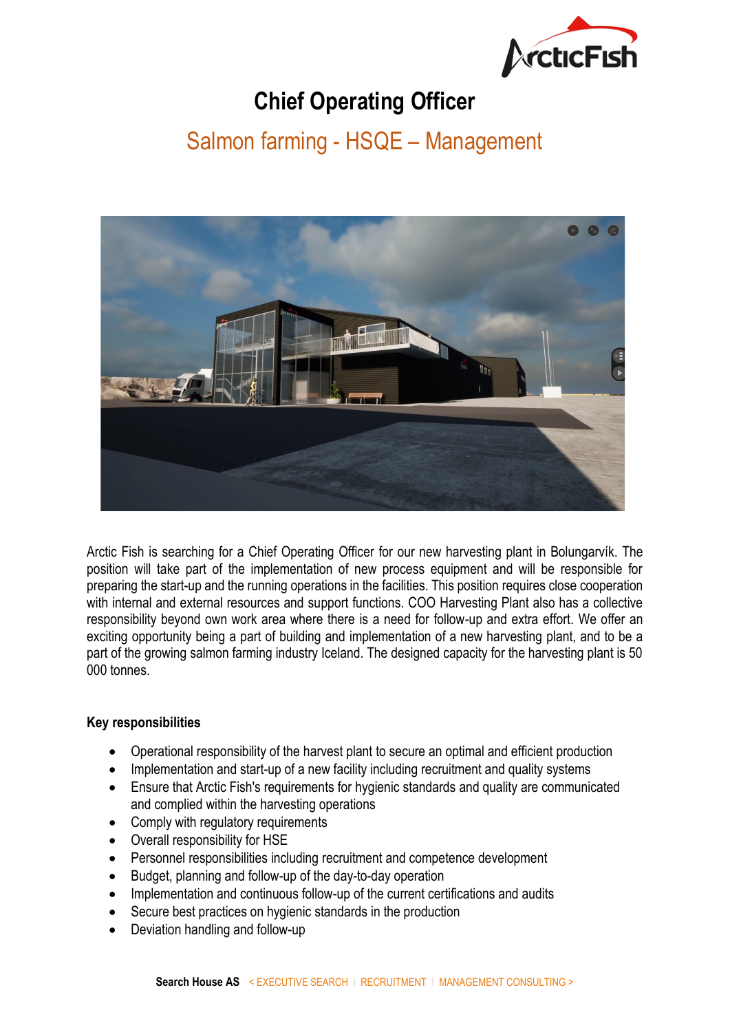# Chief Operating Officer

## Salmon farming - HSQE – Management

Arctic Fish is searching for a Chief Operating Officer for our new harvesting plant in Bolungarvík. The position will take part of the implementation of new process equipment and will be responsible for preparing the start-up and the running operations in the facilities. This position requires close cooperation with internal and external resources and support functions. COO Harvesting Plant also has a collective responsibility beyond own work area where there is a need for follow-up and extra effort. We offer an exciting opportunity being a part of building and implementation of a new harvesting plant, and to be a part of the growing salmon farming industry Iceland. The designed capacity for the harvesting plant is 50 000 tonnes.

### Key responsibilities

- Operational responsibility of the harvest plant to secure an optimal and efficient production
- Implementation and start-up of a new facility including recruitment and quality systems
- Ensure that Arctic Fish's requirements for hygienic standards and quality are communicated and complied within the harvesting operations
- Comply with regulatory requirements
- Overall responsibility for HSE
- Personnel responsibilities including recruitment and competence development
- Budget, planning and follow-up of the day-to-day operation
- Implementation and continuous follow-up of the current certifications and audits
- Secure best practices on hygienic standards in the production
- Deviation handling and follow-up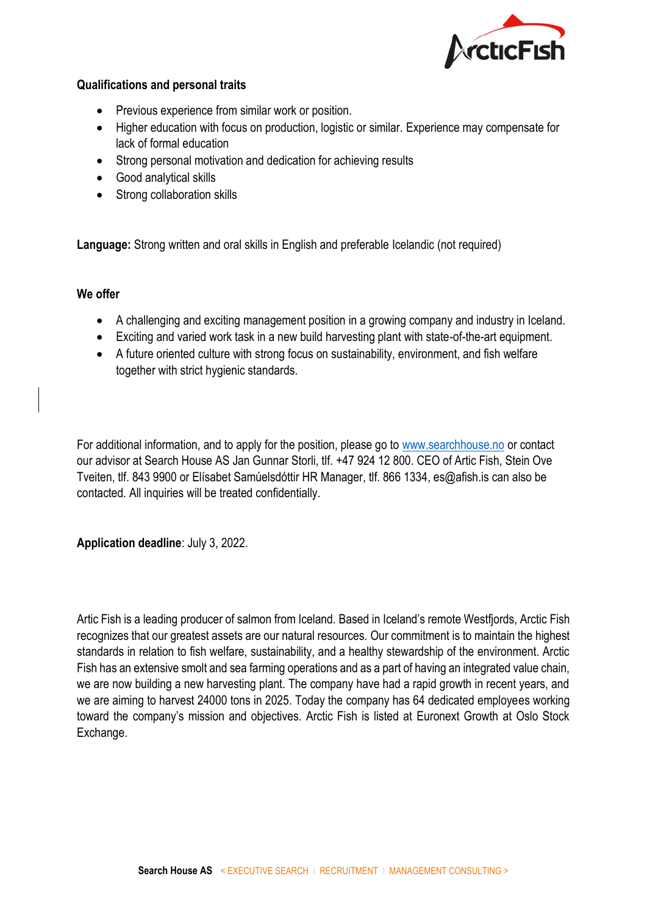**Qualifications and personal traits**

- Previous experience from similar work or position.
- Higher education with focus on production, logistic or similar. Experience may compensate for lack of formal education
- Strong personal motivation and dedication for achieving results
- Good analytical skills
- Strong collaboration skills

**Language:** Strong written and oral skills in English and preferable Icelandic (not required)

**We offer**

- A challenging and exciting management position in a growing company and industry in Iceland.
- Exciting and varied work task in a new build harvesting plant with state-of-the-art equipment.
- A future oriented culture with strong focus on sustainability, environment, and fish welfare together with strict hygienic standards.

For additional information, and to apply for the position, please go to www.searchhouse.no or contact our advisor at Search House AS Jan Gunnar Storli, tlf. +47 924 12 800. CEO of Artic Fish, Stein Ove Tveiten, tlf. 843 9900 or Elísabet Samúelsdóttir HR Manager, tlf. 866 1334, es@afish.is can also be contacted. All inquiries will be treated confidentially.

**Application deadline**: July 3, 2022.

Artic Fish is a leading producer of salmon from Iceland. Based in Iceland's remote Westfjords, Arctic Fish recognizes that our greatest assets are our natural resources. Our commitment is to maintain the highest standards in relation to fish welfare, sustainability, and a healthy stewardship of the environment. Arctic Fish has an extensive smolt and sea farming operations and as a part of having an integrated value chain, we are now building a new harvesting plant. The company have had a rapid growth in recent years, and we are aiming to harvest 24000 tons in 2025. Today the company has 64 dedicated employees working toward the company's mission and objectives. Arctic Fish is listed at Euronext Growth at Oslo Stock Exchange.